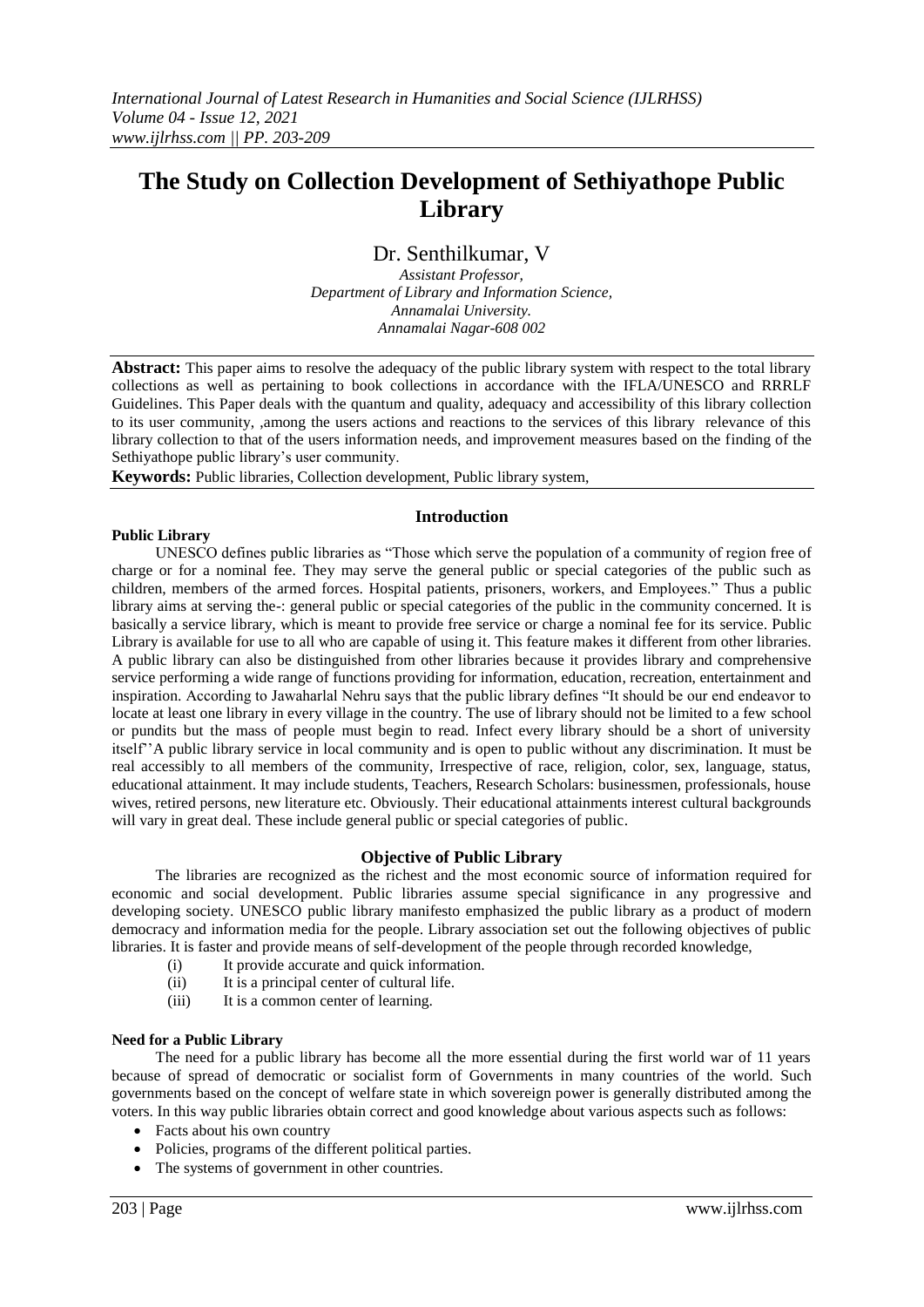# The Study on Collection Development of Sethiyathope Public Library

Dr. Senthilkumar, V

*Assistant Professor,*
*Department of Library and Information Science,*
*Annamalai University.*
*Annamalai Nagar-608 002*

**Abstract:** This paper aims to resolve the adequacy of the public library system with respect to the total library collections as well as pertaining to book collections in accordance with the IFLA/UNESCO and RRRLF Guidelines. This Paper deals with the quantum and quality, adequacy and accessibility of this library collection to its user community, ,among the users actions and reactions to the services of this library relevance of this library collection to that of the users information needs, and improvement measures based on the finding of the Sethiyathope public library's user community.

**Keywords:** Public libraries, Collection development, Public library system,

## Introduction

**Public Library**

UNESCO defines public libraries as "Those which serve the population of a community of region free of charge or for a nominal fee. They may serve the general public or special categories of the public such as children, members of the armed forces. Hospital patients, prisoners, workers, and Employees." Thus a public library aims at serving the-: general public or special categories of the public in the community concerned. It is basically a service library, which is meant to provide free service or charge a nominal fee for its service. Public Library is available for use to all who are capable of using it. This feature makes it different from other libraries. A public library can also be distinguished from other libraries because it provides library and comprehensive service performing a wide range of functions providing for information, education, recreation, entertainment and inspiration. According to Jawaharlal Nehru says that the public library defines "It should be our end endeavor to locate at least one library in every village in the country. The use of library should not be limited to a few school or pundits but the mass of people must begin to read. Infect every library should be a short of university itself''A public library service in local community and is open to public without any discrimination. It must be real accessibly to all members of the community, Irrespective of race, religion, color, sex, language, status, educational attainment. It may include students, Teachers, Research Scholars: businessmen, professionals, house wives, retired persons, new literature etc. Obviously. Their educational attainments interest cultural backgrounds will vary in great deal. These include general public or special categories of public.

## Objective of Public Library

The libraries are recognized as the richest and the most economic source of information required for economic and social development. Public libraries assume special significance in any progressive and developing society. UNESCO public library manifesto emphasized the public library as a product of modern democracy and information media for the people. Library association set out the following objectives of public libraries. It is faster and provide means of self-development of the people through recorded knowledge,

(i) It provide accurate and quick information.
(ii) It is a principal center of cultural life.
(iii) It is a common center of learning.

**Need for a Public Library**

The need for a public library has become all the more essential during the first world war of 11 years because of spread of democratic or socialist form of Governments in many countries of the world. Such governments based on the concept of welfare state in which sovereign power is generally distributed among the voters. In this way public libraries obtain correct and good knowledge about various aspects such as follows:

- Facts about his own country
- Policies, programs of the different political parties.
- The systems of government in other countries.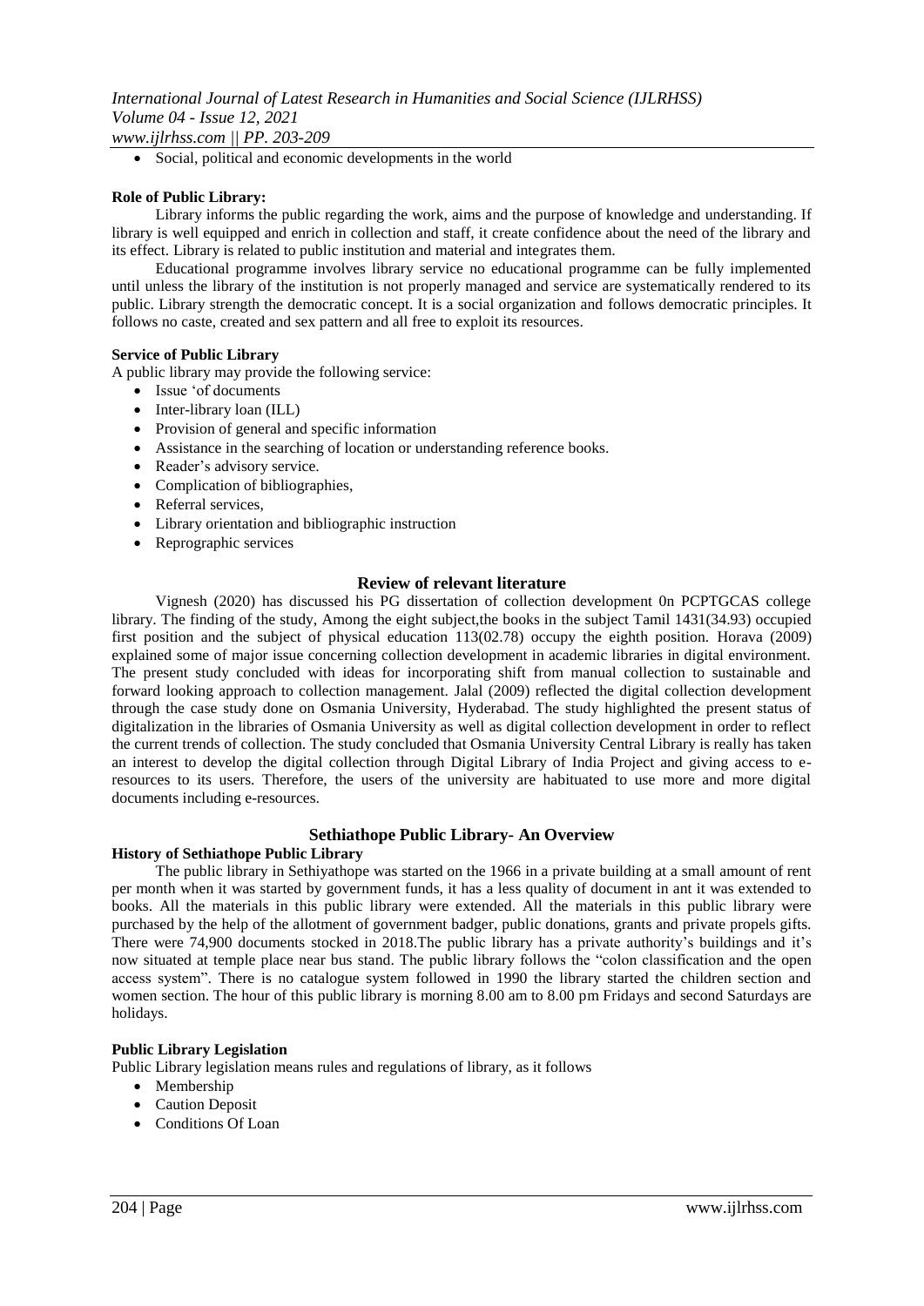- Social, political and economic developments in the world

**Role of Public Library:**

Library informs the public regarding the work, aims and the purpose of knowledge and understanding. If library is well equipped and enrich in collection and staff, it create confidence about the need of the library and its effect. Library is related to public institution and material and integrates them.

Educational programme involves library service no educational programme can be fully implemented until unless the library of the institution is not properly managed and service are systematically rendered to its public. Library strength the democratic concept. It is a social organization and follows democratic principles. It follows no caste, created and sex pattern and all free to exploit its resources.

**Service of Public Library**

A public library may provide the following service:

- Issue 'of documents
- Inter-library loan (ILL)
- Provision of general and specific information
- Assistance in the searching of location or understanding reference books.
- Reader's advisory service.
- Complication of bibliographies,
- Referral services,
- Library orientation and bibliographic instruction
- Reprographic services

## Review of relevant literature

Vignesh (2020) has discussed his PG dissertation of collection development 0n PCPTGCAS college library. The finding of the study, Among the eight subject,the books in the subject Tamil 1431(34.93) occupied first position and the subject of physical education 113(02.78) occupy the eighth position. Horava (2009) explained some of major issue concerning collection development in academic libraries in digital environment. The present study concluded with ideas for incorporating shift from manual collection to sustainable and forward looking approach to collection management. Jalal (2009) reflected the digital collection development through the case study done on Osmania University, Hyderabad. The study highlighted the present status of digitalization in the libraries of Osmania University as well as digital collection development in order to reflect the current trends of collection. The study concluded that Osmania University Central Library is really has taken an interest to develop the digital collection through Digital Library of India Project and giving access to e-resources to its users. Therefore, the users of the university are habituated to use more and more digital documents including e-resources.

## Sethiathope Public Library- An Overview

**History of Sethiathope Public Library**

The public library in Sethiyathope was started on the 1966 in a private building at a small amount of rent per month when it was started by government funds, it has a less quality of document in ant it was extended to books. All the materials in this public library were extended. All the materials in this public library were purchased by the help of the allotment of government badger, public donations, grants and private propels gifts. There were 74,900 documents stocked in 2018.The public library has a private authority's buildings and it's now situated at temple place near bus stand. The public library follows the "colon classification and the open access system". There is no catalogue system followed in 1990 the library started the children section and women section. The hour of this public library is morning 8.00 am to 8.00 pm Fridays and second Saturdays are holidays.

**Public Library Legislation**

Public Library legislation means rules and regulations of library, as it follows

- Membership
- Caution Deposit
- Conditions Of Loan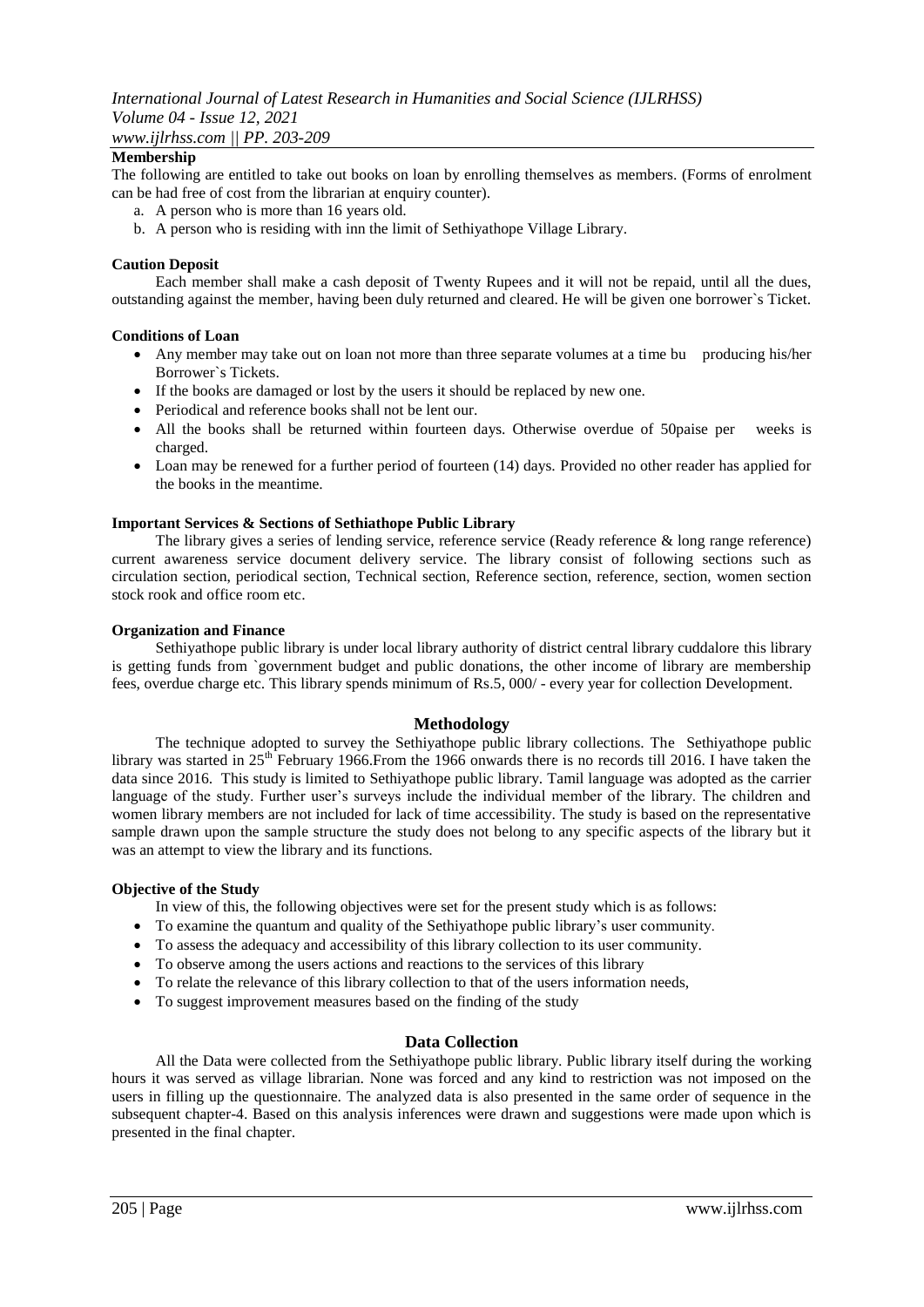**Membership**

The following are entitled to take out books on loan by enrolling themselves as members. (Forms of enrolment can be had free of cost from the librarian at enquiry counter).

a. A person who is more than 16 years old.
b. A person who is residing with inn the limit of Sethiyathope Village Library.

**Caution Deposit**

Each member shall make a cash deposit of Twenty Rupees and it will not be repaid, until all the dues, outstanding against the member, having been duly returned and cleared. He will be given one borrower`s Ticket.

**Conditions of Loan**

- Any member may take out on loan not more than three separate volumes at a time bu producing his/her Borrower`s Tickets.
- If the books are damaged or lost by the users it should be replaced by new one.
- Periodical and reference books shall not be lent our.
- All the books shall be returned within fourteen days. Otherwise overdue of 50paise per weeks is charged.
- Loan may be renewed for a further period of fourteen (14) days. Provided no other reader has applied for the books in the meantime.

**Important Services & Sections of Sethiathope Public Library**

The library gives a series of lending service, reference service (Ready reference & long range reference) current awareness service document delivery service. The library consist of following sections such as circulation section, periodical section, Technical section, Reference section, reference, section, women section stock rook and office room etc.

**Organization and Finance**

Sethiyathope public library is under local library authority of district central library cuddalore this library is getting funds from `government budget and public donations, the other income of library are membership fees, overdue charge etc. This library spends minimum of Rs.5, 000/ - every year for collection Development.

## Methodology

The technique adopted to survey the Sethiyathope public library collections. The Sethiyathope public library was started in 25th February 1966.From the 1966 onwards there is no records till 2016. I have taken the data since 2016. This study is limited to Sethiyathope public library. Tamil language was adopted as the carrier language of the study. Further user's surveys include the individual member of the library. The children and women library members are not included for lack of time accessibility. The study is based on the representative sample drawn upon the sample structure the study does not belong to any specific aspects of the library but it was an attempt to view the library and its functions.

**Objective of the Study**

In view of this, the following objectives were set for the present study which is as follows:

- To examine the quantum and quality of the Sethiyathope public library's user community.
- To assess the adequacy and accessibility of this library collection to its user community.
- To observe among the users actions and reactions to the services of this library
- To relate the relevance of this library collection to that of the users information needs,
- To suggest improvement measures based on the finding of the study

## Data Collection

All the Data were collected from the Sethiyathope public library. Public library itself during the working hours it was served as village librarian. None was forced and any kind to restriction was not imposed on the users in filling up the questionnaire. The analyzed data is also presented in the same order of sequence in the subsequent chapter-4. Based on this analysis inferences were drawn and suggestions were made upon which is presented in the final chapter.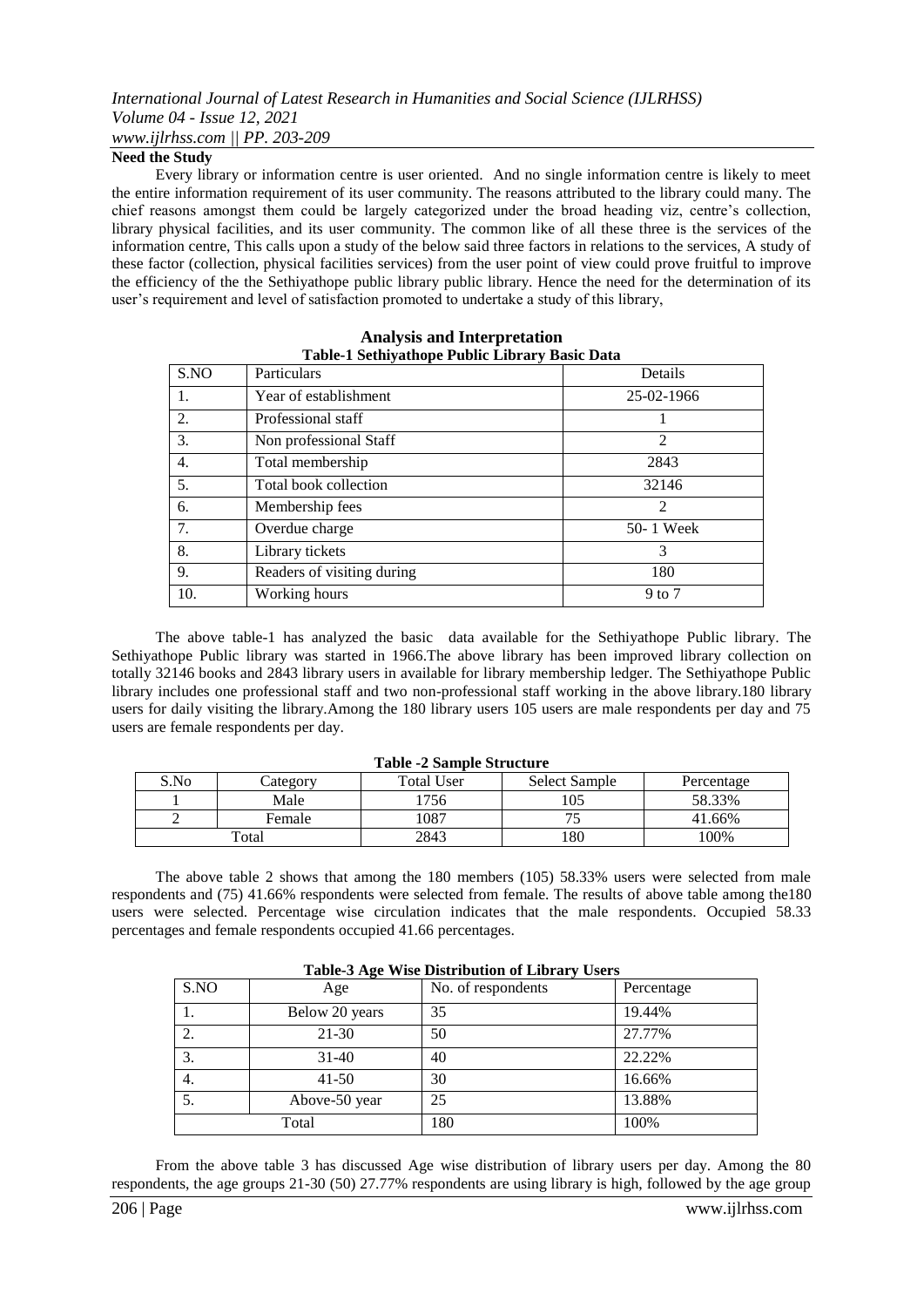**Need the Study**

Every library or information centre is user oriented. And no single information centre is likely to meet the entire information requirement of its user community. The reasons attributed to the library could many. The chief reasons amongst them could be largely categorized under the broad heading viz, centre's collection, library physical facilities, and its user community. The common like of all these three is the services of the information centre, This calls upon a study of the below said three factors in relations to the services, A study of these factor (collection, physical facilities services) from the user point of view could prove fruitful to improve the efficiency of the the Sethiyathope public library public library. Hence the need for the determination of its user's requirement and level of satisfaction promoted to undertake a study of this library,

## Analysis and Interpretation

**Table-1 Sethiyathope Public Library Basic Data**

| S.NO | Particulars | Details |
|---|---|---|
| 1. | Year of establishment | 25-02-1966 |
| 2. | Professional staff | 1 |
| 3. | Non professional Staff | 2 |
| 4. | Total membership | 2843 |
| 5. | Total book collection | 32146 |
| 6. | Membership fees | 2 |
| 7. | Overdue charge | 50- 1 Week |
| 8. | Library tickets | 3 |
| 9. | Readers of visiting during | 180 |
| 10. | Working hours | 9 to 7 |

The above table-1 has analyzed the basic data available for the Sethiyathope Public library. The Sethiyathope Public library was started in 1966.The above library has been improved library collection on totally 32146 books and 2843 library users in available for library membership ledger. The Sethiyathope Public library includes one professional staff and two non-professional staff working in the above library.180 library users for daily visiting the library.Among the 180 library users 105 users are male respondents per day and 75 users are female respondents per day.

**Table -2 Sample Structure**

| S.No | Category | Total User | Select Sample | Percentage |
|---|---|---|---|---|
| 1 | Male | 1756 | 105 | 58.33% |
| 2 | Female | 1087 | 75 | 41.66% |
| Total | | 2843 | 180 | 100% |

The above table 2 shows that among the 180 members (105) 58.33% users were selected from male respondents and (75) 41.66% respondents were selected from female. The results of above table among the180 users were selected. Percentage wise circulation indicates that the male respondents. Occupied 58.33 percentages and female respondents occupied 41.66 percentages.

**Table-3 Age Wise Distribution of Library Users**

| S.NO | Age | No. of respondents | Percentage |
|---|---|---|---|
| 1. | Below 20 years | 35 | 19.44% |
| 2. | 21-30 | 50 | 27.77% |
| 3. | 31-40 | 40 | 22.22% |
| 4. | 41-50 | 30 | 16.66% |
| 5. | Above-50 year | 25 | 13.88% |
| Total | | 180 | 100% |

From the above table 3 has discussed Age wise distribution of library users per day. Among the 80 respondents, the age groups 21-30 (50) 27.77% respondents are using library is high, followed by the age group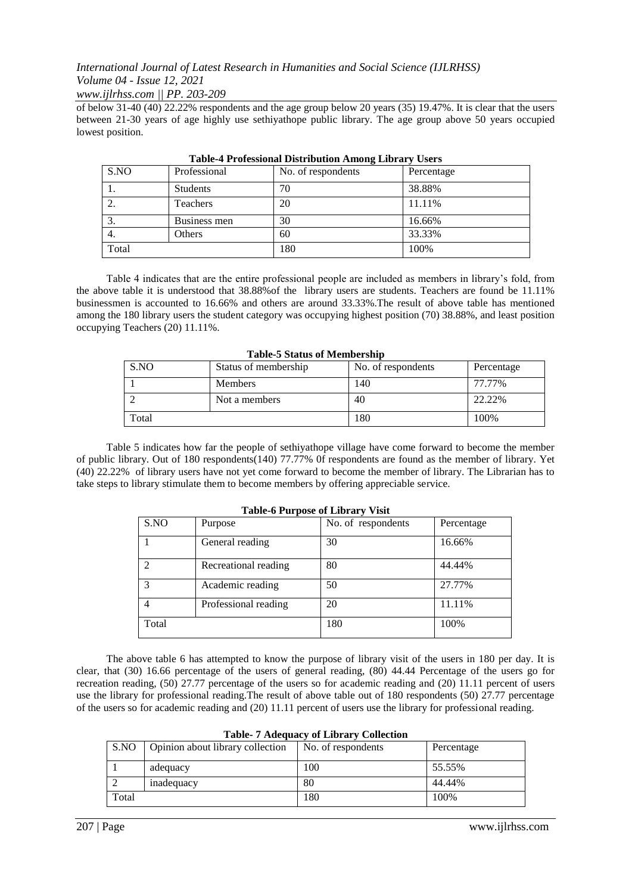of below 31-40 (40) 22.22% respondents and the age group below 20 years (35) 19.47%. It is clear that the users between 21-30 years of age highly use sethiyathope public library. The age group above 50 years occupied lowest position.

**Table-4 Professional Distribution Among Library Users**

| S.NO | Professional | No. of respondents | Percentage |
|---|---|---|---|
| 1. | Students | 70 | 38.88% |
| 2. | Teachers | 20 | 11.11% |
| 3. | Business men | 30 | 16.66% |
| 4. | Others | 60 | 33.33% |
| Total | | 180 | 100% |

Table 4 indicates that are the entire professional people are included as members in library's fold, from the above table it is understood that 38.88%of the library users are students. Teachers are found be 11.11% businessmen is accounted to 16.66% and others are around 33.33%.The result of above table has mentioned among the 180 library users the student category was occupying highest position (70) 38.88%, and least position occupying Teachers (20) 11.11%.

**Table-5 Status of Membership**

| S.NO | Status of membership | No. of respondents | Percentage |
|---|---|---|---|
| 1 | Members | 140 | 77.77% |
| 2 | Not a members | 40 | 22.22% |
| Total | | 180 | 100% |

Table 5 indicates how far the people of sethiyathope village have come forward to become the member of public library. Out of 180 respondents(140) 77.77% 0f respondents are found as the member of library. Yet (40) 22.22% of library users have not yet come forward to become the member of library. The Librarian has to take steps to library stimulate them to become members by offering appreciable service.

**Table-6 Purpose of Library Visit**

| S.NO | Purpose | No. of respondents | Percentage |
|---|---|---|---|
| 1 | General reading | 30 | 16.66% |
| 2 | Recreational reading | 80 | 44.44% |
| 3 | Academic reading | 50 | 27.77% |
| 4 | Professional reading | 20 | 11.11% |
| Total | | 180 | 100% |

The above table 6 has attempted to know the purpose of library visit of the users in 180 per day. It is clear, that (30) 16.66 percentage of the users of general reading, (80) 44.44 Percentage of the users go for recreation reading, (50) 27.77 percentage of the users so for academic reading and (20) 11.11 percent of users use the library for professional reading.The result of above table out of 180 respondents (50) 27.77 percentage of the users so for academic reading and (20) 11.11 percent of users use the library for professional reading.

**Table- 7 Adequacy of Library Collection**

| S.NO | Opinion about library collection | No. of respondents | Percentage |
|---|---|---|---|
| 1 | adequacy | 100 | 55.55% |
| 2 | inadequacy | 80 | 44.44% |
| Total | | 180 | 100% |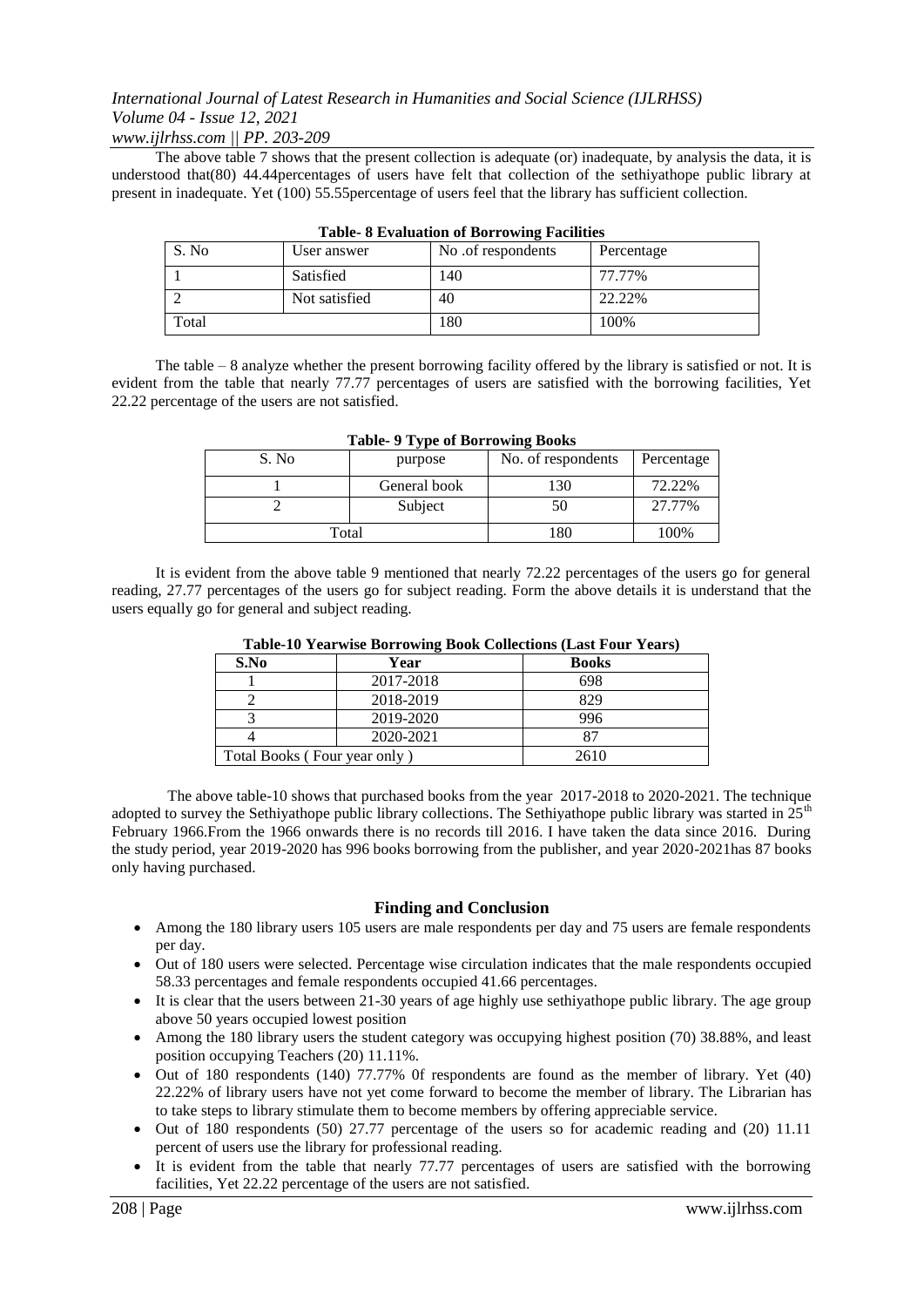The above table 7 shows that the present collection is adequate (or) inadequate, by analysis the data, it is understood that(80) 44.44percentages of users have felt that collection of the sethiyathope public library at present in inadequate. Yet (100) 55.55percentage of users feel that the library has sufficient collection.

**Table- 8 Evaluation of Borrowing Facilities**

| S. No | User answer | No .of respondents | Percentage |
|---|---|---|---|
| 1 | Satisfied | 140 | 77.77% |
| 2 | Not satisfied | 40 | 22.22% |
| Total | | 180 | 100% |

The table – 8 analyze whether the present borrowing facility offered by the library is satisfied or not. It is evident from the table that nearly 77.77 percentages of users are satisfied with the borrowing facilities, Yet 22.22 percentage of the users are not satisfied.

**Table- 9 Type of Borrowing Books**

| S. No | purpose | No. of respondents | Percentage |
|---|---|---|---|
| 1 | General book | 130 | 72.22% |
| 2 | Subject | 50 | 27.77% |
| Total | | 180 | 100% |

It is evident from the above table 9 mentioned that nearly 72.22 percentages of the users go for general reading, 27.77 percentages of the users go for subject reading. Form the above details it is understand that the users equally go for general and subject reading.

**Table-10 Yearwise Borrowing Book Collections (Last Four Years)**

| S.No | Year | Books |
|---|---|---|
| 1 | 2017-2018 | 698 |
| 2 | 2018-2019 | 829 |
| 3 | 2019-2020 | 996 |
| 4 | 2020-2021 | 87 |
| Total Books ( Four year only ) | | 2610 |

The above table-10 shows that purchased books from the year 2017-2018 to 2020-2021. The technique adopted to survey the Sethiyathope public library collections. The Sethiyathope public library was started in 25th February 1966.From the 1966 onwards there is no records till 2016. I have taken the data since 2016. During the study period, year 2019-2020 has 996 books borrowing from the publisher, and year 2020-2021has 87 books only having purchased.

## Finding and Conclusion

- Among the 180 library users 105 users are male respondents per day and 75 users are female respondents per day.
- Out of 180 users were selected. Percentage wise circulation indicates that the male respondents occupied 58.33 percentages and female respondents occupied 41.66 percentages.
- It is clear that the users between 21-30 years of age highly use sethiyathope public library. The age group above 50 years occupied lowest position
- Among the 180 library users the student category was occupying highest position (70) 38.88%, and least position occupying Teachers (20) 11.11%.
- Out of 180 respondents (140) 77.77% 0f respondents are found as the member of library. Yet (40) 22.22% of library users have not yet come forward to become the member of library. The Librarian has to take steps to library stimulate them to become members by offering appreciable service.
- Out of 180 respondents (50) 27.77 percentage of the users so for academic reading and (20) 11.11 percent of users use the library for professional reading.
- It is evident from the table that nearly 77.77 percentages of users are satisfied with the borrowing facilities, Yet 22.22 percentage of the users are not satisfied.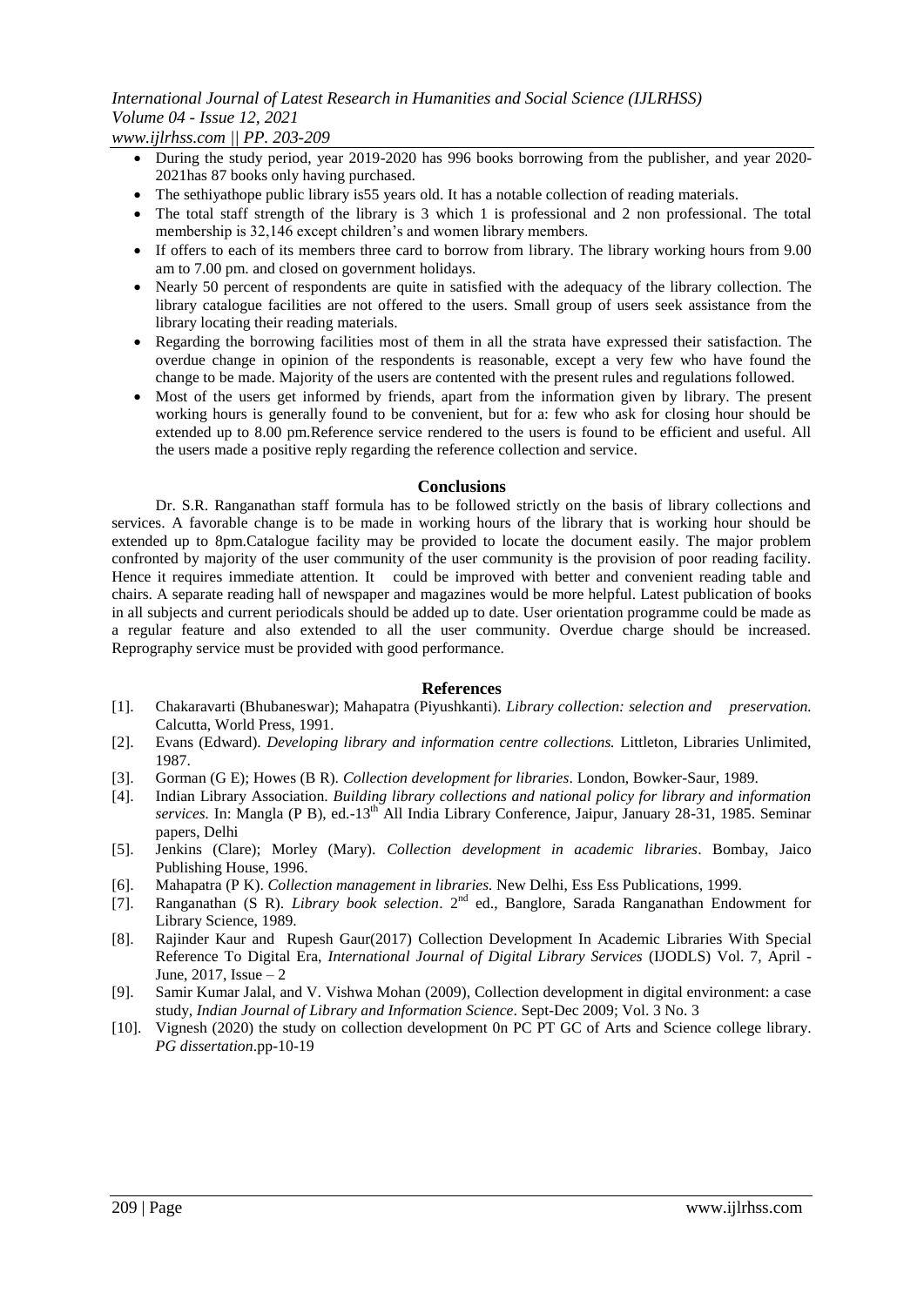- During the study period, year 2019-2020 has 996 books borrowing from the publisher, and year 2020-2021has 87 books only having purchased.
- The sethiyathope public library is55 years old. It has a notable collection of reading materials.
- The total staff strength of the library is 3 which 1 is professional and 2 non professional. The total membership is 32,146 except children's and women library members.
- If offers to each of its members three card to borrow from library. The library working hours from 9.00 am to 7.00 pm. and closed on government holidays.
- Nearly 50 percent of respondents are quite in satisfied with the adequacy of the library collection. The library catalogue facilities are not offered to the users. Small group of users seek assistance from the library locating their reading materials.
- Regarding the borrowing facilities most of them in all the strata have expressed their satisfaction. The overdue change in opinion of the respondents is reasonable, except a very few who have found the change to be made. Majority of the users are contented with the present rules and regulations followed.
- Most of the users get informed by friends, apart from the information given by library. The present working hours is generally found to be convenient, but for a: few who ask for closing hour should be extended up to 8.00 pm.Reference service rendered to the users is found to be efficient and useful. All the users made a positive reply regarding the reference collection and service.

## Conclusions

Dr. S.R. Ranganathan staff formula has to be followed strictly on the basis of library collections and services. A favorable change is to be made in working hours of the library that is working hour should be extended up to 8pm.Catalogue facility may be provided to locate the document easily. The major problem confronted by majority of the user community of the user community is the provision of poor reading facility. Hence it requires immediate attention. It could be improved with better and convenient reading table and chairs. A separate reading hall of newspaper and magazines would be more helpful. Latest publication of books in all subjects and current periodicals should be added up to date. User orientation programme could be made as a regular feature and also extended to all the user community. Overdue charge should be increased. Reprography service must be provided with good performance.

## References

[1]. Chakaravarti (Bhubaneswar); Mahapatra (Piyushkanti). *Library collection: selection and preservation.* Calcutta, World Press, 1991.

[2]. Evans (Edward). *Developing library and information centre collections.* Littleton, Libraries Unlimited, 1987.

[3]. Gorman (G E); Howes (B R). *Collection development for libraries*. London, Bowker-Saur, 1989.

[4]. Indian Library Association. *Building library collections and national policy for library and information services.* In: Mangla (P B), ed.-13th All India Library Conference, Jaipur, January 28-31, 1985. Seminar papers, Delhi

[5]. Jenkins (Clare); Morley (Mary). *Collection development in academic libraries*. Bombay, Jaico Publishing House, 1996.

[6]. Mahapatra (P K). *Collection management in libraries.* New Delhi, Ess Ess Publications, 1999.

[7]. Ranganathan (S R). *Library book selection*. 2nd ed., Banglore, Sarada Ranganathan Endowment for Library Science, 1989.

[8]. Rajinder Kaur and Rupesh Gaur(2017) Collection Development In Academic Libraries With Special Reference To Digital Era, *International Journal of Digital Library Services* (IJODLS) Vol. 7, April - June, 2017, Issue – 2

[9]. Samir Kumar Jalal, and V. Vishwa Mohan (2009), Collection development in digital environment: a case study, *Indian Journal of Library and Information Science*. Sept-Dec 2009; Vol. 3 No. 3

[10]. Vignesh (2020) the study on collection development 0n PC PT GC of Arts and Science college library. *PG dissertation*.pp-10-19